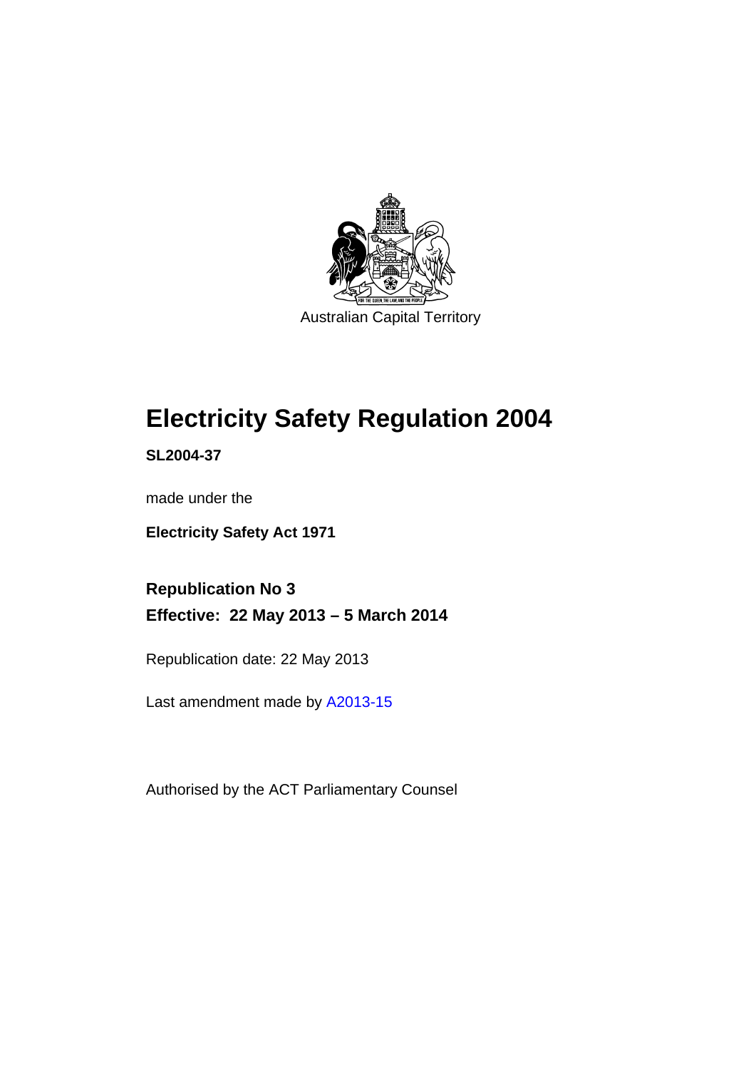Australian Capital Territory

# Electricity Safety Regulation 2004

**SL2004-37**

made under the

**Electricity Safety Act 1971**

## Republication No 3

## Effective: 22 May 2013 – 5 March 2014

Republication date: 22 May 2013

Last amendment made by A2013-15

Authorised by the ACT Parliamentary Counsel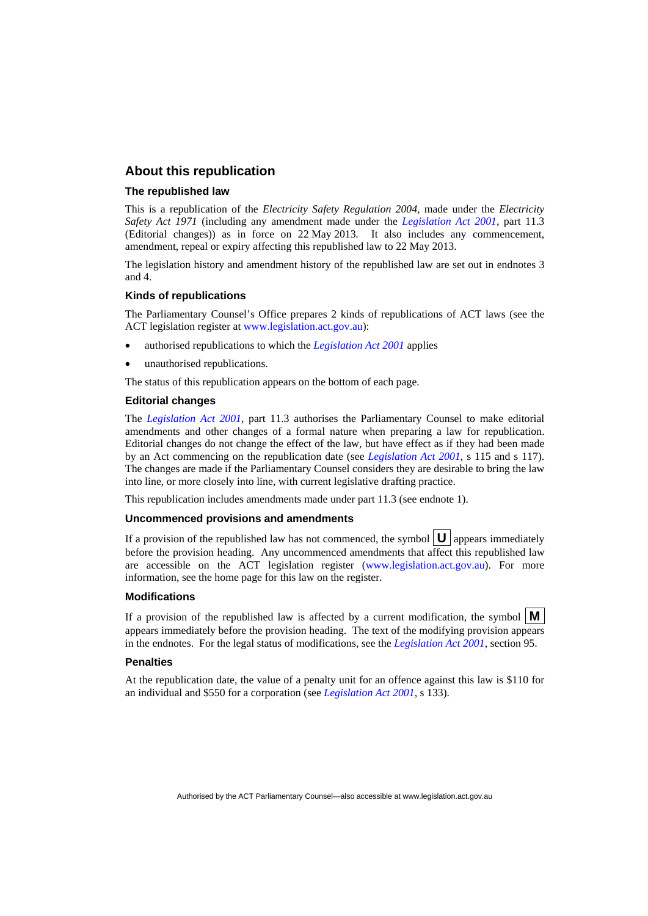## About this republication

### The republished law

This is a republication of the *Electricity Safety Regulation 2004*, made under the *Electricity Safety Act 1971* (including any amendment made under the *Legislation Act 2001*, part 11.3 (Editorial changes)) as in force on 22 May 2013. It also includes any commencement, amendment, repeal or expiry affecting this republished law to 22 May 2013.

The legislation history and amendment history of the republished law are set out in endnotes 3 and 4.

### Kinds of republications

The Parliamentary Counsel's Office prepares 2 kinds of republications of ACT laws (see the ACT legislation register at www.legislation.act.gov.au):

- authorised republications to which the *Legislation Act 2001* applies
- unauthorised republications.

The status of this republication appears on the bottom of each page.

### Editorial changes

The *Legislation Act 2001*, part 11.3 authorises the Parliamentary Counsel to make editorial amendments and other changes of a formal nature when preparing a law for republication. Editorial changes do not change the effect of the law, but have effect as if they had been made by an Act commencing on the republication date (see *Legislation Act 2001*, s 115 and s 117). The changes are made if the Parliamentary Counsel considers they are desirable to bring the law into line, or more closely into line, with current legislative drafting practice.

This republication includes amendments made under part 11.3 (see endnote 1).

### Uncommenced provisions and amendments

If a provision of the republished law has not commenced, the symbol **U** appears immediately before the provision heading. Any uncommenced amendments that affect this republished law are accessible on the ACT legislation register (www.legislation.act.gov.au). For more information, see the home page for this law on the register.

### Modifications

If a provision of the republished law is affected by a current modification, the symbol **M** appears immediately before the provision heading. The text of the modifying provision appears in the endnotes. For the legal status of modifications, see the *Legislation Act 2001*, section 95.

### Penalties

At the republication date, the value of a penalty unit for an offence against this law is $110 for an individual and $550 for a corporation (see *Legislation Act 2001*, s 133).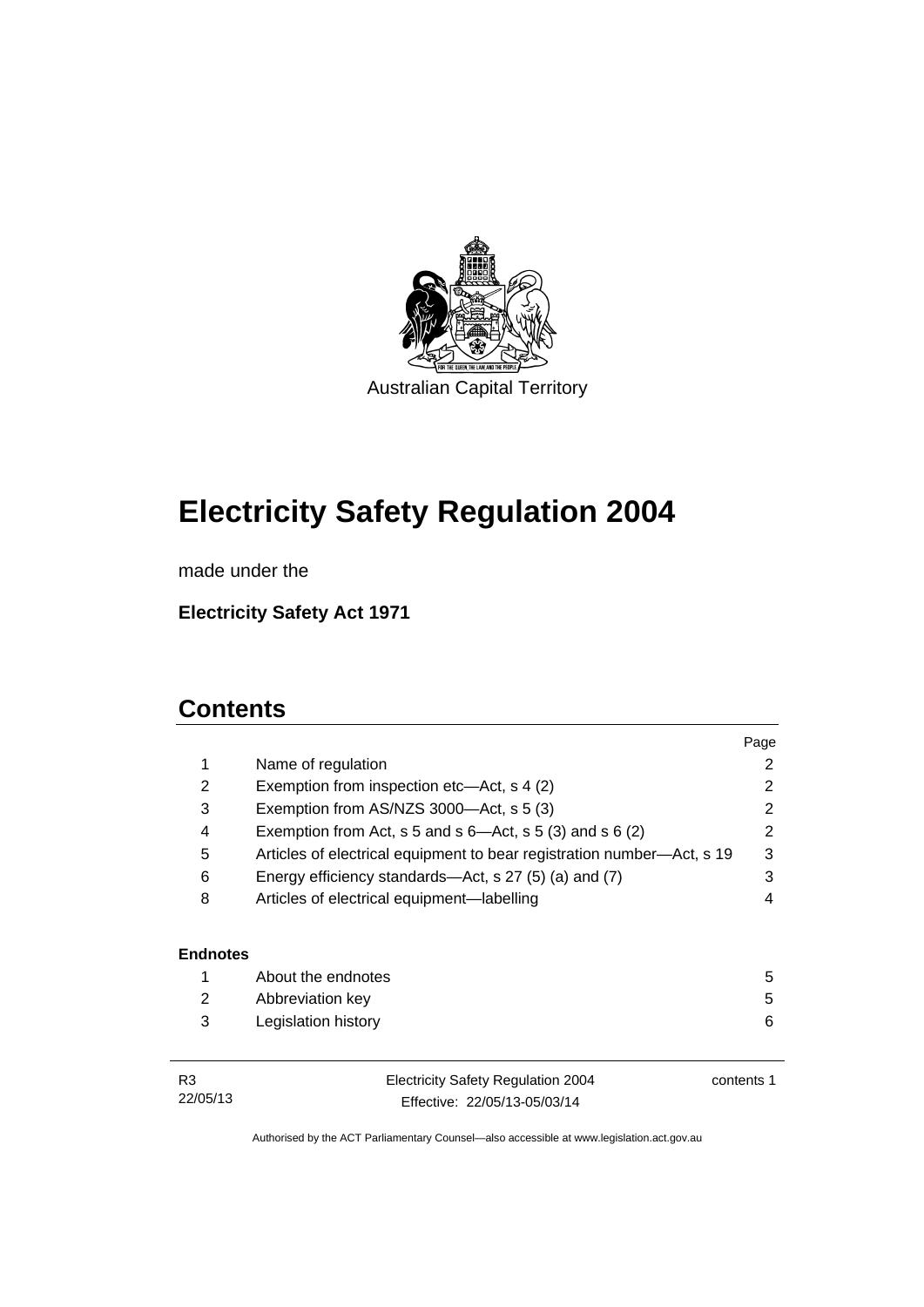Australian Capital Territory

# Electricity Safety Regulation 2004

made under the

**Electricity Safety Act 1971**

## Contents

| | | Page |
|---|---|---|
| 1 | Name of regulation | 2 |
| 2 | Exemption from inspection etc—Act, s 4 (2) | 2 |
| 3 | Exemption from AS/NZS 3000—Act, s 5 (3) | 2 |
| 4 | Exemption from Act, s 5 and s 6—Act, s 5 (3) and s 6 (2) | 2 |
| 5 | Articles of electrical equipment to bear registration number—Act, s 19 | 3 |
| 6 | Energy efficiency standards—Act, s 27 (5) (a) and (7) | 3 |
| 8 | Articles of electrical equipment—labelling | 4 |

**Endnotes**

| | | |
|---|---|---|
| 1 | About the endnotes | 5 |
| 2 | Abbreviation key | 5 |
| 3 | Legislation history | 6 |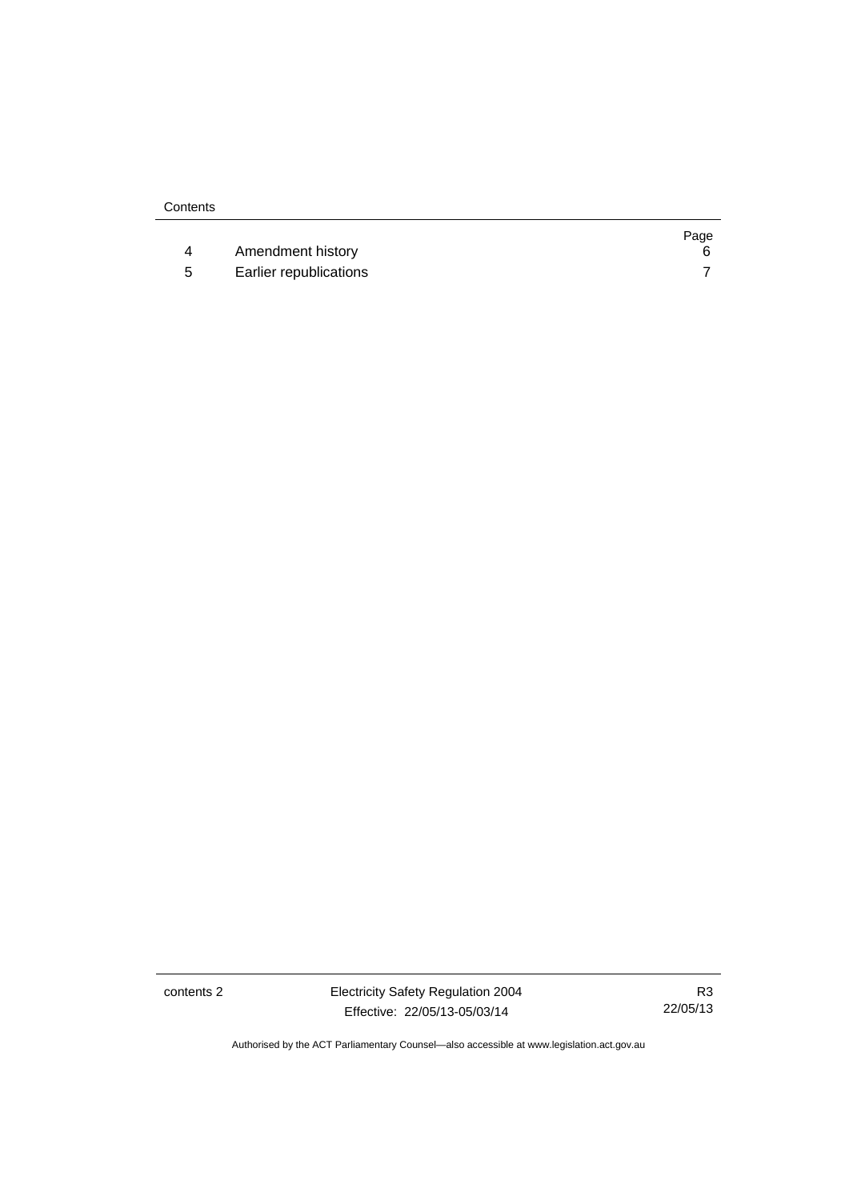| | | Page |
|---|---|---|
| 4 | Amendment history | 6 |
| 5 | Earlier republications | 7 |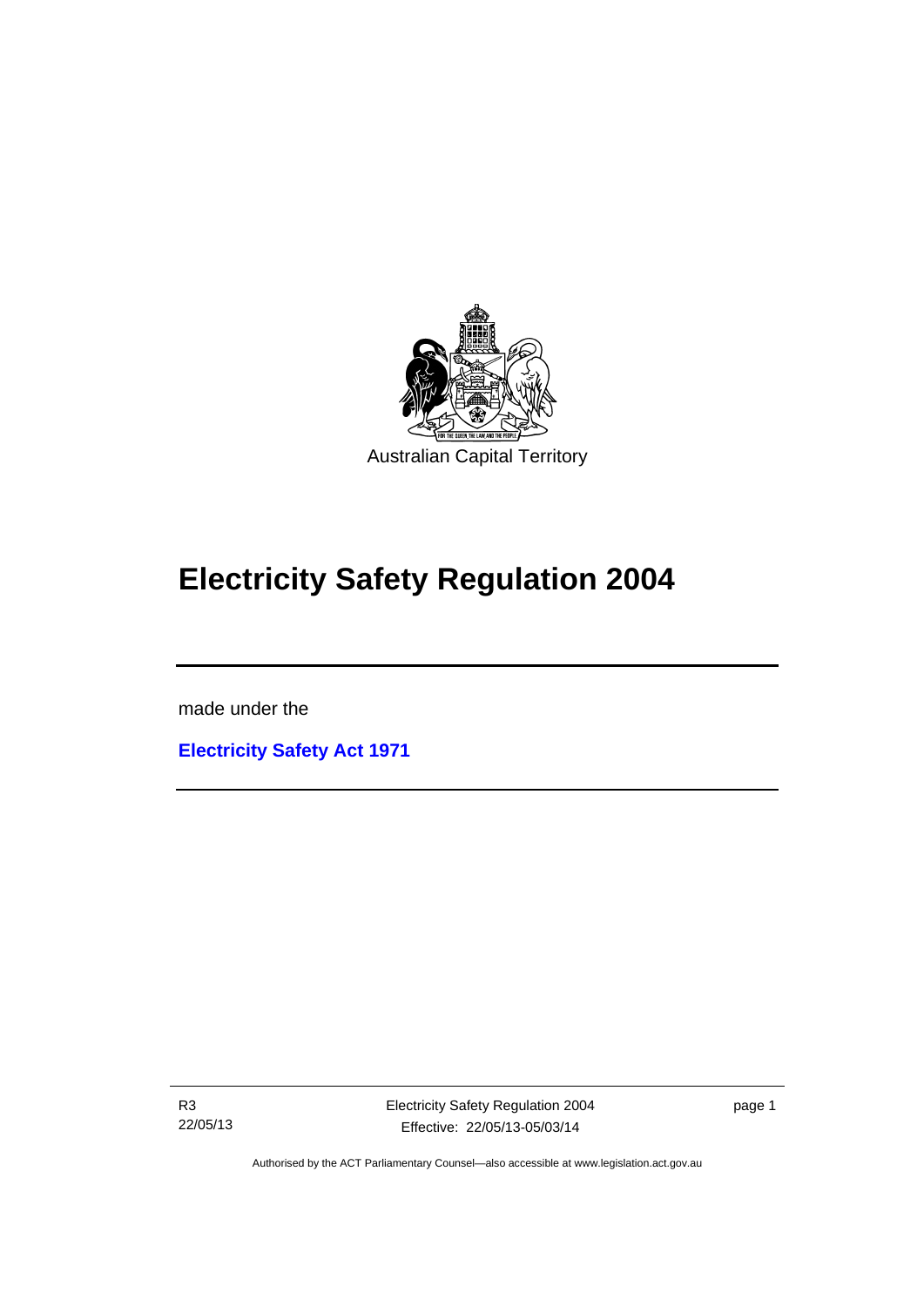Australian Capital Territory

# Electricity Safety Regulation 2004

made under the

**Electricity Safety Act 1971**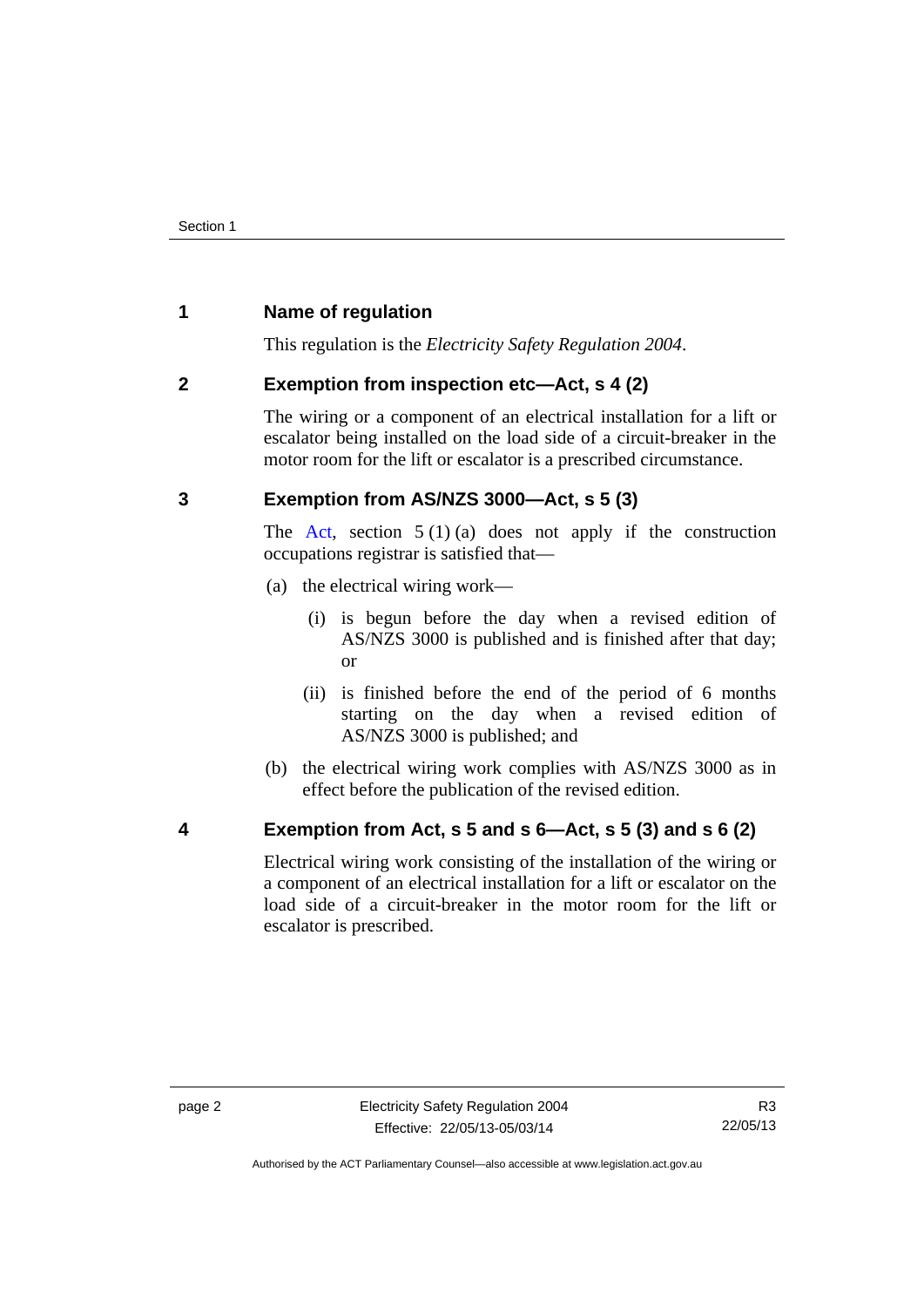## 1 Name of regulation

This regulation is the *Electricity Safety Regulation 2004*.

## 2 Exemption from inspection etc—Act, s 4 (2)

The wiring or a component of an electrical installation for a lift or escalator being installed on the load side of a circuit-breaker in the motor room for the lift or escalator is a prescribed circumstance.

## 3 Exemption from AS/NZS 3000—Act, s 5 (3)

The Act, section 5 (1) (a) does not apply if the construction occupations registrar is satisfied that—

(a) the electrical wiring work—

(i) is begun before the day when a revised edition of AS/NZS 3000 is published and is finished after that day; or

(ii) is finished before the end of the period of 6 months starting on the day when a revised edition of AS/NZS 3000 is published; and

(b) the electrical wiring work complies with AS/NZS 3000 as in effect before the publication of the revised edition.

## 4 Exemption from Act, s 5 and s 6—Act, s 5 (3) and s 6 (2)

Electrical wiring work consisting of the installation of the wiring or a component of an electrical installation for a lift or escalator on the load side of a circuit-breaker in the motor room for the lift or escalator is prescribed.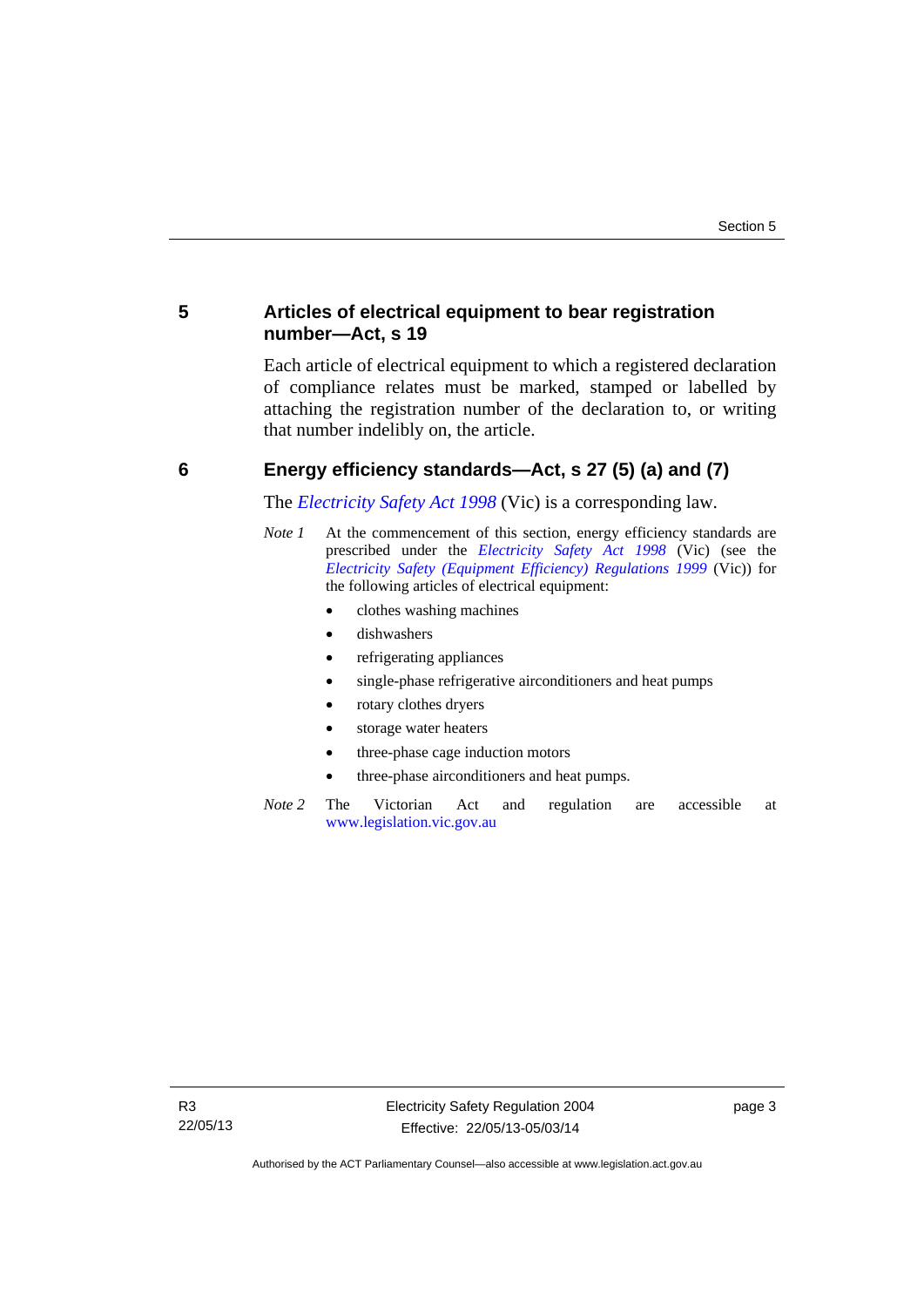## 5 Articles of electrical equipment to bear registration number—Act, s 19

Each article of electrical equipment to which a registered declaration of compliance relates must be marked, stamped or labelled by attaching the registration number of the declaration to, or writing that number indelibly on, the article.

## 6 Energy efficiency standards—Act, s 27 (5) (a) and (7)

The *Electricity Safety Act 1998* (Vic) is a corresponding law.

*Note 1* At the commencement of this section, energy efficiency standards are prescribed under the *Electricity Safety Act 1998* (Vic) (see the *Electricity Safety (Equipment Efficiency) Regulations 1999* (Vic)) for the following articles of electrical equipment:

- clothes washing machines
- dishwashers
- refrigerating appliances
- single-phase refrigerative airconditioners and heat pumps
- rotary clothes dryers
- storage water heaters
- three-phase cage induction motors
- three-phase airconditioners and heat pumps.

*Note 2* The Victorian Act and regulation are accessible at www.legislation.vic.gov.au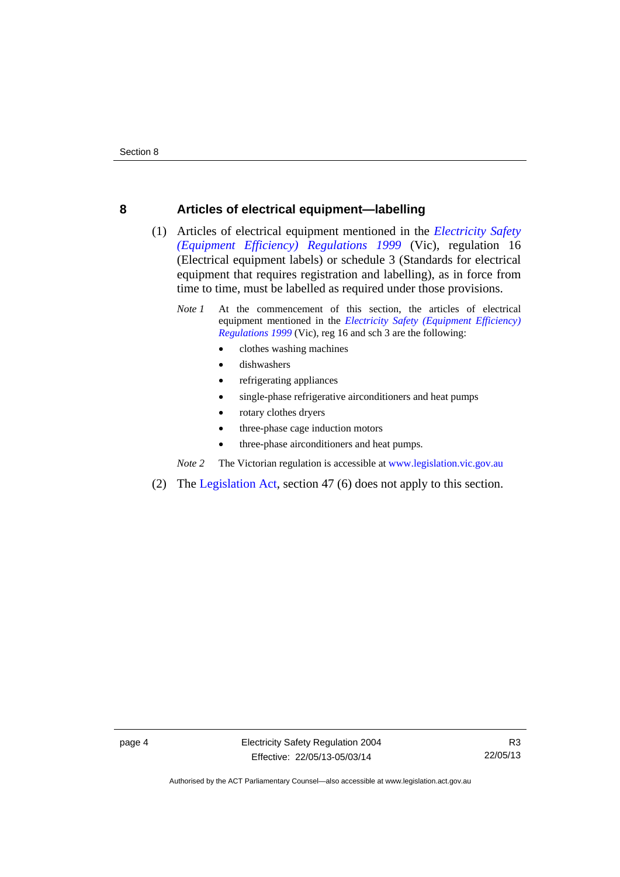## 8 Articles of electrical equipment—labelling

(1) Articles of electrical equipment mentioned in the *Electricity Safety (Equipment Efficiency) Regulations 1999* (Vic), regulation 16 (Electrical equipment labels) or schedule 3 (Standards for electrical equipment that requires registration and labelling), as in force from time to time, must be labelled as required under those provisions.

*Note 1* At the commencement of this section, the articles of electrical equipment mentioned in the *Electricity Safety (Equipment Efficiency) Regulations 1999* (Vic), reg 16 and sch 3 are the following:

- clothes washing machines
- dishwashers
- refrigerating appliances
- single-phase refrigerative airconditioners and heat pumps
- rotary clothes dryers
- three-phase cage induction motors
- three-phase airconditioners and heat pumps.

*Note 2* The Victorian regulation is accessible at www.legislation.vic.gov.au

(2) The Legislation Act, section 47 (6) does not apply to this section.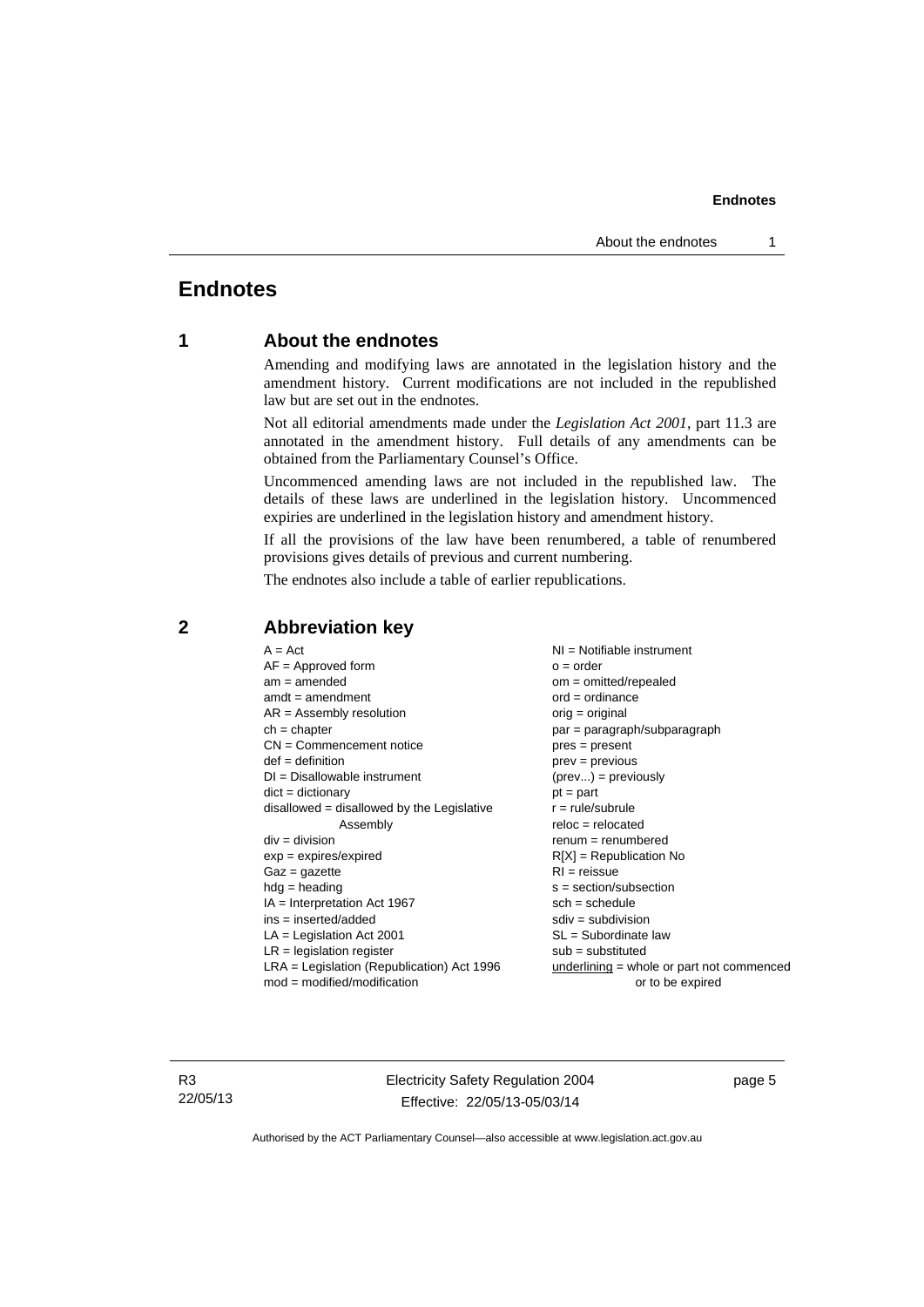# Endnotes

## 1 About the endnotes

Amending and modifying laws are annotated in the legislation history and the amendment history. Current modifications are not included in the republished law but are set out in the endnotes.

Not all editorial amendments made under the *Legislation Act 2001*, part 11.3 are annotated in the amendment history. Full details of any amendments can be obtained from the Parliamentary Counsel's Office.

Uncommenced amending laws are not included in the republished law. The details of these laws are underlined in the legislation history. Uncommenced expiries are underlined in the legislation history and amendment history.

If all the provisions of the law have been renumbered, a table of renumbered provisions gives details of previous and current numbering.

The endnotes also include a table of earlier republications.

## 2 Abbreviation key

A = Act
AF = Approved form
am = amended
amdt = amendment
AR = Assembly resolution
ch = chapter
CN = Commencement notice
def = definition
DI = Disallowable instrument
dict = dictionary
disallowed = disallowed by the Legislative Assembly
div = division
exp = expires/expired
Gaz = gazette
hdg = heading
IA = Interpretation Act 1967
ins = inserted/added
LA = Legislation Act 2001
LR = legislation register
LRA = Legislation (Republication) Act 1996
mod = modified/modification
NI = Notifiable instrument
o = order
om = omitted/repealed
ord = ordinance
orig = original
par = paragraph/subparagraph
pres = present
prev = previous
(prev...) = previously
pt = part
r = rule/subrule
reloc = relocated
renum = renumbered
R[X] = Republication No
RI = reissue
s = section/subsection
sch = schedule
sdiv = subdivision
SL = Subordinate law
sub = substituted
<u>underlining</u> = whole or part not commenced or to be expired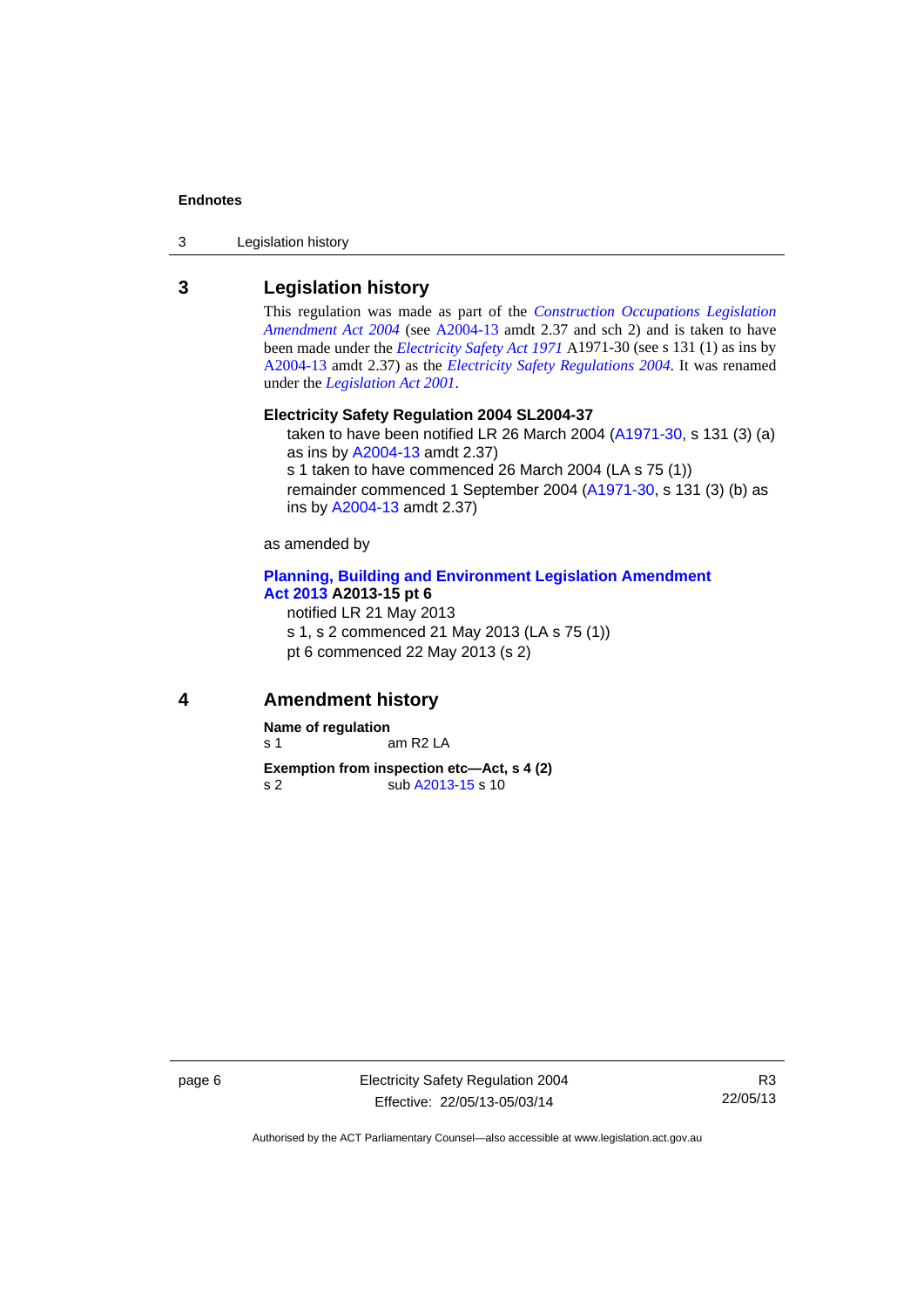## 3 Legislation history

This regulation was made as part of the *Construction Occupations Legislation Amendment Act 2004* (see A2004-13 amdt 2.37 and sch 2) and is taken to have been made under the *Electricity Safety Act 1971* A1971-30 (see s 131 (1) as ins by A2004-13 amdt 2.37) as the *Electricity Safety Regulations 2004*. It was renamed under the *Legislation Act 2001*.

**Electricity Safety Regulation 2004 SL2004-37**

taken to have been notified LR 26 March 2004 (A1971-30, s 131 (3) (a) as ins by A2004-13 amdt 2.37)

s 1 taken to have commenced 26 March 2004 (LA s 75 (1))

remainder commenced 1 September 2004 (A1971-30, s 131 (3) (b) as ins by A2004-13 amdt 2.37)

as amended by

**Planning, Building and Environment Legislation Amendment Act 2013 A2013-15 pt 6**

notified LR 21 May 2013

s 1, s 2 commenced 21 May 2013 (LA s 75 (1))

pt 6 commenced 22 May 2013 (s 2)

## 4 Amendment history

**Name of regulation**

s 1 am R2 LA

**Exemption from inspection etc—Act, s 4 (2)**

s 2 sub A2013-15 s 10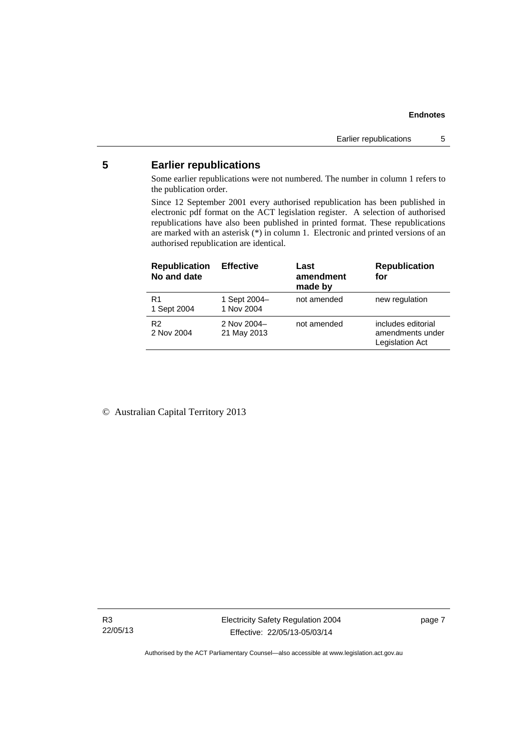## 5 Earlier republications

Some earlier republications were not numbered. The number in column 1 refers to the publication order.

Since 12 September 2001 every authorised republication has been published in electronic pdf format on the ACT legislation register. A selection of authorised republications have also been published in printed format. These republications are marked with an asterisk (*) in column 1. Electronic and printed versions of an authorised republication are identical.

| Republication No and date | Effective | Last amendment made by | Republication for |
|---|---|---|---|
| R1<br>1 Sept 2004 | 1 Sept 2004–<br>1 Nov 2004 | not amended | new regulation |
| R2<br>2 Nov 2004 | 2 Nov 2004–<br>21 May 2013 | not amended | includes editorial amendments under Legislation Act |

© Australian Capital Territory 2013